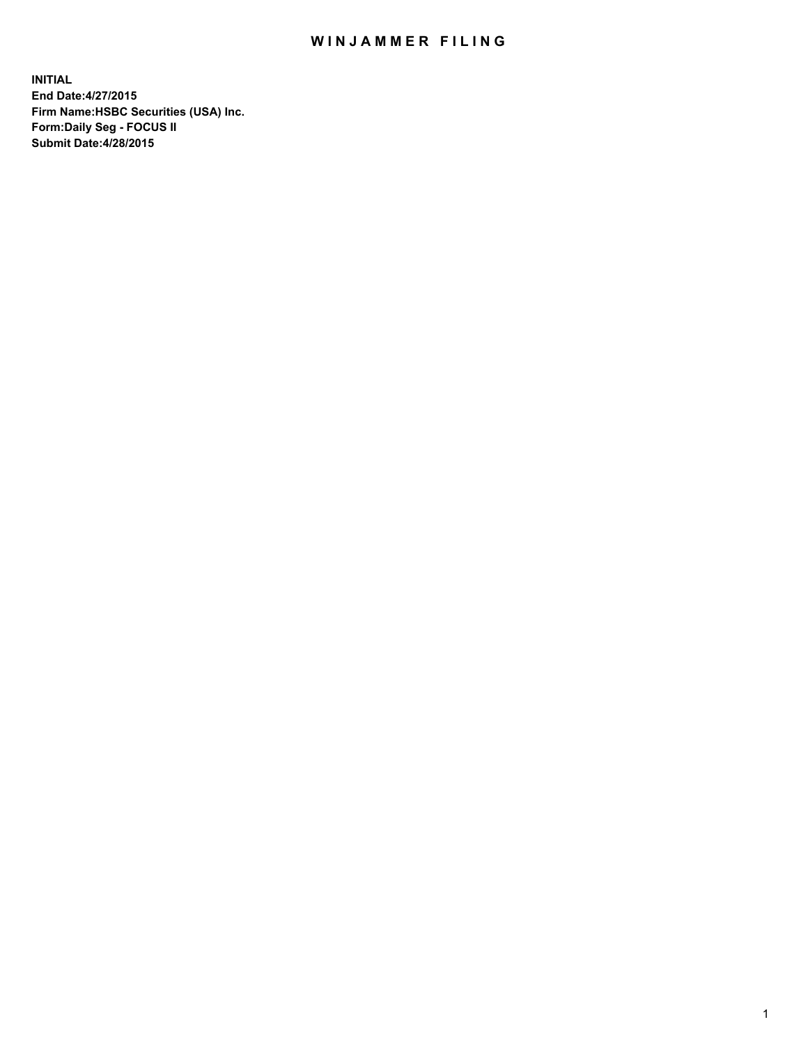# WINJAMMER FILING

**INITIAL**
**End Date:4/27/2015**
**Firm Name:HSBC Securities (USA) Inc.**
**Form:Daily Seg - FOCUS II**
**Submit Date:4/28/2015**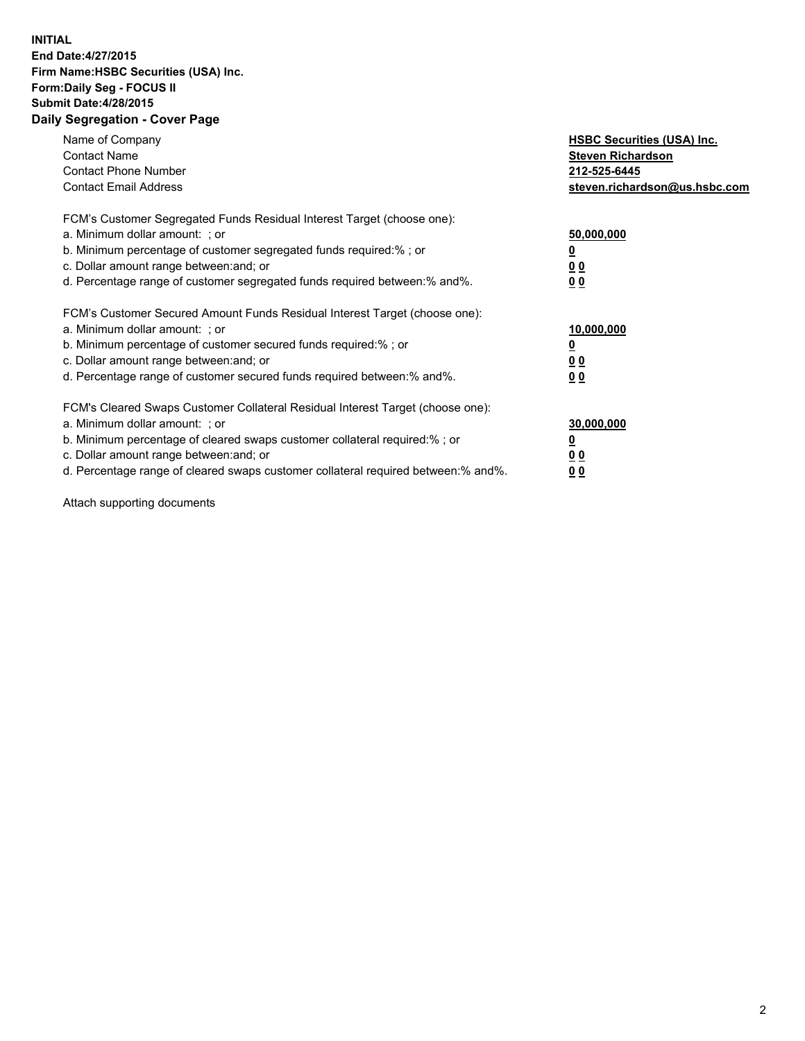**INITIAL**
**End Date:4/27/2015**
**Firm Name:HSBC Securities (USA) Inc.**
**Form:Daily Seg - FOCUS II**
**Submit Date:4/28/2015**

## Daily Segregation - Cover Page

| | |
|---|---|
| Name of Company | **HSBC Securities (USA) Inc.** |
| Contact Name | **Steven Richardson** |
| Contact Phone Number | **212-525-6445** |
| Contact Email Address | **steven.richardson@us.hsbc.com** |

FCM's Customer Segregated Funds Residual Interest Target (choose one):

| | |
|---|---|
| a. Minimum dollar amount: ; or | **50,000,000** |
| b. Minimum percentage of customer segregated funds required:% ; or | **0** |
| c. Dollar amount range between:and; or | **0 0** |
| d. Percentage range of customer segregated funds required between:% and%. | **0 0** |

FCM's Customer Secured Amount Funds Residual Interest Target (choose one):

| | |
|---|---|
| a. Minimum dollar amount: ; or | **10,000,000** |
| b. Minimum percentage of customer secured funds required:% ; or | **0** |
| c. Dollar amount range between:and; or | **0 0** |
| d. Percentage range of customer secured funds required between:% and%. | **0 0** |

FCM's Cleared Swaps Customer Collateral Residual Interest Target (choose one):

| | |
|---|---|
| a. Minimum dollar amount: ; or | **30,000,000** |
| b. Minimum percentage of cleared swaps customer collateral required:% ; or | **0** |
| c. Dollar amount range between:and; or | **0 0** |
| d. Percentage range of cleared swaps customer collateral required between:% and%. | **0 0** |

Attach supporting documents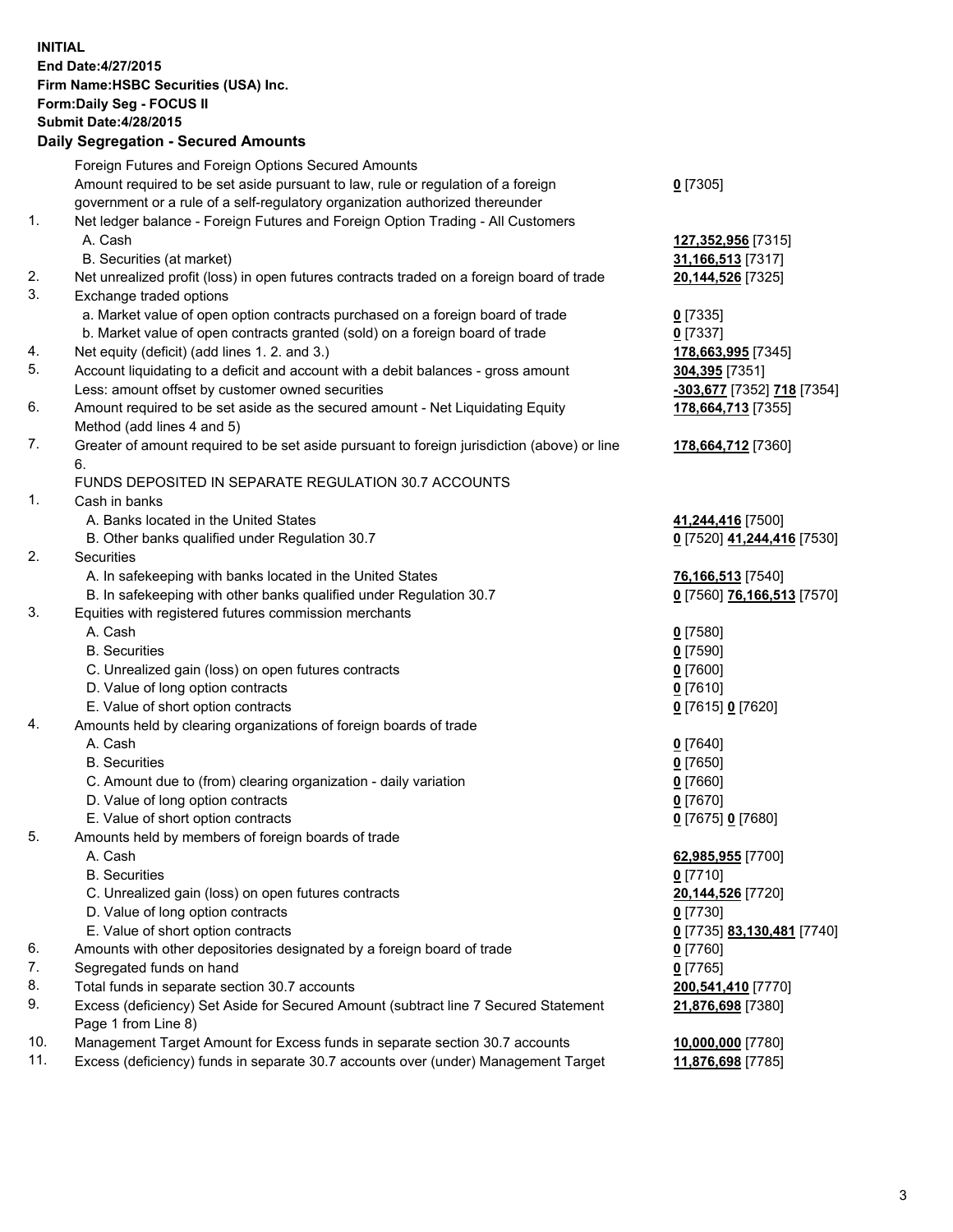**INITIAL**
**End Date:4/27/2015**
**Firm Name:HSBC Securities (USA) Inc.**
**Form:Daily Seg - FOCUS II**
**Submit Date:4/28/2015**

## Daily Segregation - Secured Amounts

| | | |
|---|---|---|
| | Foreign Futures and Foreign Options Secured Amounts | |
| | Amount required to be set aside pursuant to law, rule or regulation of a foreign government or a rule of a self-regulatory organization authorized thereunder | **0** [7305] |
| 1. | Net ledger balance - Foreign Futures and Foreign Option Trading - All Customers | |
| | A. Cash | **127,352,956** [7315] |
| | B. Securities (at market) | **31,166,513** [7317] |
| 2. | Net unrealized profit (loss) in open futures contracts traded on a foreign board of trade | **20,144,526** [7325] |
| 3. | Exchange traded options | |
| | a. Market value of open option contracts purchased on a foreign board of trade | **0** [7335] |
| | b. Market value of open contracts granted (sold) on a foreign board of trade | **0** [7337] |
| 4. | Net equity (deficit) (add lines 1. 2. and 3.) | **178,663,995** [7345] |
| 5. | Account liquidating to a deficit and account with a debit balances - gross amount | **304,395** [7351] |
| | Less: amount offset by customer owned securities | **-303,677** [7352] **718** [7354] |
| 6. | Amount required to be set aside as the secured amount - Net Liquidating Equity Method (add lines 4 and 5) | **178,664,713** [7355] |
| 7. | Greater of amount required to be set aside pursuant to foreign jurisdiction (above) or line 6. | **178,664,712** [7360] |
| | FUNDS DEPOSITED IN SEPARATE REGULATION 30.7 ACCOUNTS | |
| 1. | Cash in banks | |
| | A. Banks located in the United States | **41,244,416** [7500] |
| | B. Other banks qualified under Regulation 30.7 | **0** [7520] **41,244,416** [7530] |
| 2. | Securities | |
| | A. In safekeeping with banks located in the United States | **76,166,513** [7540] |
| | B. In safekeeping with other banks qualified under Regulation 30.7 | **0** [7560] **76,166,513** [7570] |
| 3. | Equities with registered futures commission merchants | |
| | A. Cash | **0** [7580] |
| | B. Securities | **0** [7590] |
| | C. Unrealized gain (loss) on open futures contracts | **0** [7600] |
| | D. Value of long option contracts | **0** [7610] |
| | E. Value of short option contracts | **0** [7615] **0** [7620] |
| 4. | Amounts held by clearing organizations of foreign boards of trade | |
| | A. Cash | **0** [7640] |
| | B. Securities | **0** [7650] |
| | C. Amount due to (from) clearing organization - daily variation | **0** [7660] |
| | D. Value of long option contracts | **0** [7670] |
| | E. Value of short option contracts | **0** [7675] **0** [7680] |
| 5. | Amounts held by members of foreign boards of trade | |
| | A. Cash | **62,985,955** [7700] |
| | B. Securities | **0** [7710] |
| | C. Unrealized gain (loss) on open futures contracts | **20,144,526** [7720] |
| | D. Value of long option contracts | **0** [7730] |
| | E. Value of short option contracts | **0** [7735] **83,130,481** [7740] |
| 6. | Amounts with other depositories designated by a foreign board of trade | **0** [7760] |
| 7. | Segregated funds on hand | **0** [7765] |
| 8. | Total funds in separate section 30.7 accounts | **200,541,410** [7770] |
| 9. | Excess (deficiency) Set Aside for Secured Amount (subtract line 7 Secured Statement Page 1 from Line 8) | **21,876,698** [7380] |
| 10. | Management Target Amount for Excess funds in separate section 30.7 accounts | **10,000,000** [7780] |
| 11. | Excess (deficiency) funds in separate 30.7 accounts over (under) Management Target | **11,876,698** [7785] |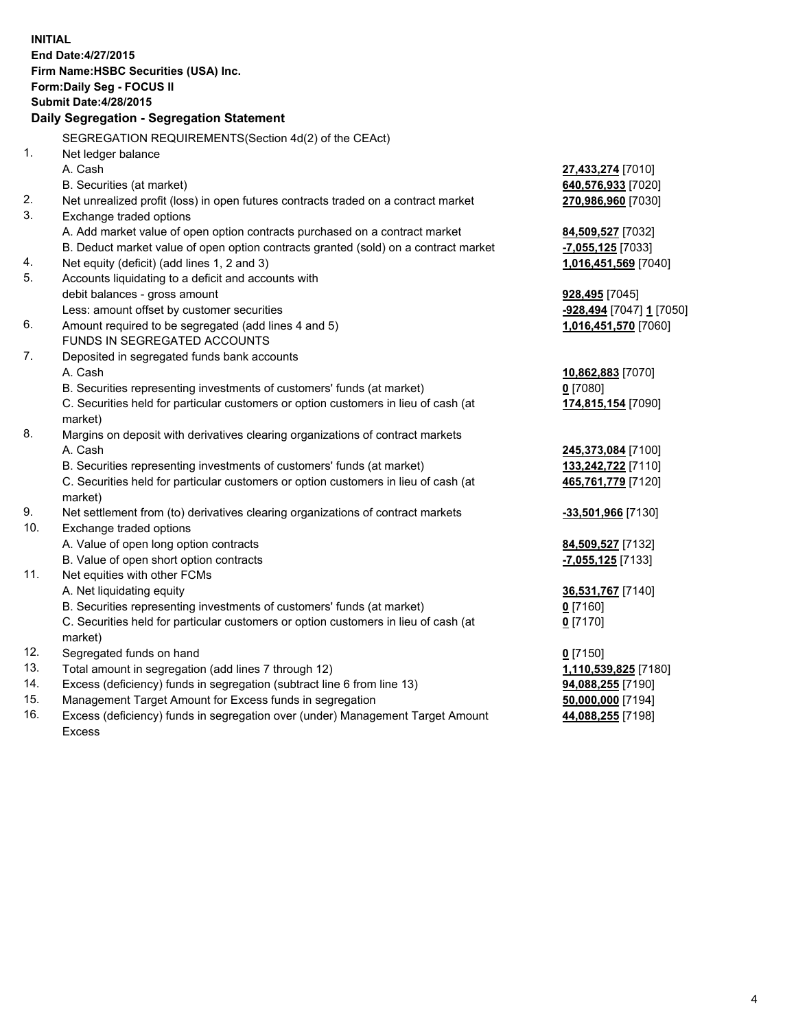**INITIAL**
**End Date:4/27/2015**
**Firm Name:HSBC Securities (USA) Inc.**
**Form:Daily Seg - FOCUS II**
**Submit Date:4/28/2015**

**Daily Segregation - Segregation Statement**

| | | |
|---|---|---|
| | SEGREGATION REQUIREMENTS(Section 4d(2) of the CEAct) | |
| 1. | Net ledger balance | |
| | A. Cash | **27,433,274** [7010] |
| | B. Securities (at market) | **640,576,933** [7020] |
| 2. | Net unrealized profit (loss) in open futures contracts traded on a contract market | **270,986,960** [7030] |
| 3. | Exchange traded options | |
| | A. Add market value of open option contracts purchased on a contract market | **84,509,527** [7032] |
| | B. Deduct market value of open option contracts granted (sold) on a contract market | **-7,055,125** [7033] |
| 4. | Net equity (deficit) (add lines 1, 2 and 3) | **1,016,451,569** [7040] |
| 5. | Accounts liquidating to a deficit and accounts with debit balances - gross amount | **928,495** [7045] |
| | Less: amount offset by customer securities | **-928,494** [7047] **1** [7050] |
| 6. | Amount required to be segregated (add lines 4 and 5) | **1,016,451,570** [7060] |
| | FUNDS IN SEGREGATED ACCOUNTS | |
| 7. | Deposited in segregated funds bank accounts | |
| | A. Cash | **10,862,883** [7070] |
| | B. Securities representing investments of customers' funds (at market) | **0** [7080] |
| | C. Securities held for particular customers or option customers in lieu of cash (at market) | **174,815,154** [7090] |
| 8. | Margins on deposit with derivatives clearing organizations of contract markets | |
| | A. Cash | **245,373,084** [7100] |
| | B. Securities representing investments of customers' funds (at market) | **133,242,722** [7110] |
| | C. Securities held for particular customers or option customers in lieu of cash (at market) | **465,761,779** [7120] |
| 9. | Net settlement from (to) derivatives clearing organizations of contract markets | **-33,501,966** [7130] |
| 10. | Exchange traded options | |
| | A. Value of open long option contracts | **84,509,527** [7132] |
| | B. Value of open short option contracts | **-7,055,125** [7133] |
| 11. | Net equities with other FCMs | |
| | A. Net liquidating equity | **36,531,767** [7140] |
| | B. Securities representing investments of customers' funds (at market) | **0** [7160] |
| | C. Securities held for particular customers or option customers in lieu of cash (at market) | **0** [7170] |
| 12. | Segregated funds on hand | **0** [7150] |
| 13. | Total amount in segregation (add lines 7 through 12) | **1,110,539,825** [7180] |
| 14. | Excess (deficiency) funds in segregation (subtract line 6 from line 13) | **94,088,255** [7190] |
| 15. | Management Target Amount for Excess funds in segregation | **50,000,000** [7194] |
| 16. | Excess (deficiency) funds in segregation over (under) Management Target Amount Excess | **44,088,255** [7198] |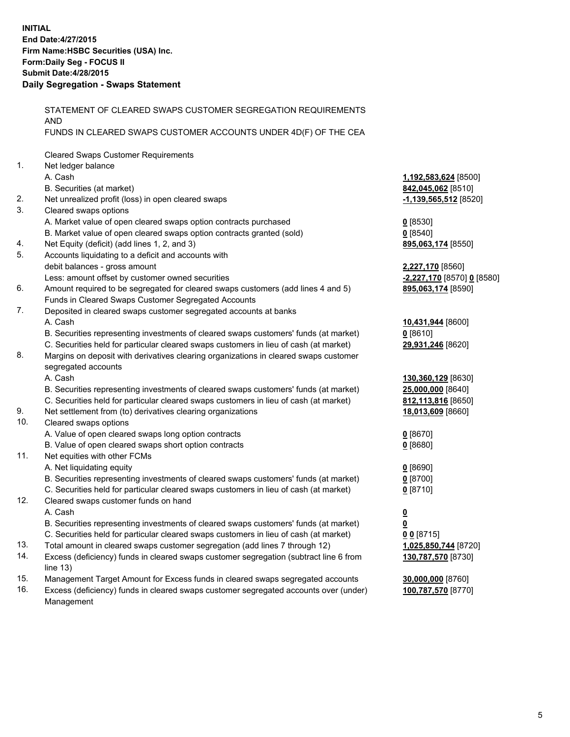**INITIAL**
**End Date:4/27/2015**
**Firm Name:HSBC Securities (USA) Inc.**
**Form:Daily Seg - FOCUS II**
**Submit Date:4/28/2015**
**Daily Segregation - Swaps Statement**

STATEMENT OF CLEARED SWAPS CUSTOMER SEGREGATION REQUIREMENTS AND FUNDS IN CLEARED SWAPS CUSTOMER ACCOUNTS UNDER 4D(F) OF THE CEA

| | | |
|---|---|---|
| | Cleared Swaps Customer Requirements | |
| 1. | Net ledger balance | |
| | A. Cash | **1,192,583,624** [8500] |
| | B. Securities (at market) | **842,045,062** [8510] |
| 2. | Net unrealized profit (loss) in open cleared swaps | **-1,139,565,512** [8520] |
| 3. | Cleared swaps options | |
| | A. Market value of open cleared swaps option contracts purchased | **0** [8530] |
| | B. Market value of open cleared swaps option contracts granted (sold) | **0** [8540] |
| 4. | Net Equity (deficit) (add lines 1, 2, and 3) | **895,063,174** [8550] |
| 5. | Accounts liquidating to a deficit and accounts with debit balances - gross amount | **2,227,170** [8560] |
| | Less: amount offset by customer owned securities | **-2,227,170** [8570] **0** [8580] |
| 6. | Amount required to be segregated for cleared swaps customers (add lines 4 and 5) | **895,063,174** [8590] |
| | Funds in Cleared Swaps Customer Segregated Accounts | |
| 7. | Deposited in cleared swaps customer segregated accounts at banks | |
| | A. Cash | **10,431,944** [8600] |
| | B. Securities representing investments of cleared swaps customers' funds (at market) | **0** [8610] |
| | C. Securities held for particular cleared swaps customers in lieu of cash (at market) | **29,931,246** [8620] |
| 8. | Margins on deposit with derivatives clearing organizations in cleared swaps customer segregated accounts | |
| | A. Cash | **130,360,129** [8630] |
| | B. Securities representing investments of cleared swaps customers' funds (at market) | **25,000,000** [8640] |
| | C. Securities held for particular cleared swaps customers in lieu of cash (at market) | **812,113,816** [8650] |
| 9. | Net settlement from (to) derivatives clearing organizations | **18,013,609** [8660] |
| 10. | Cleared swaps options | |
| | A. Value of open cleared swaps long option contracts | **0** [8670] |
| | B. Value of open cleared swaps short option contracts | **0** [8680] |
| 11. | Net equities with other FCMs | |
| | A. Net liquidating equity | **0** [8690] |
| | B. Securities representing investments of cleared swaps customers' funds (at market) | **0** [8700] |
| | C. Securities held for particular cleared swaps customers in lieu of cash (at market) | **0** [8710] |
| 12. | Cleared swaps customer funds on hand | |
| | A. Cash | **0** |
| | B. Securities representing investments of cleared swaps customers' funds (at market) | **0** |
| | C. Securities held for particular cleared swaps customers in lieu of cash (at market) | **0** **0** [8715] |
| 13. | Total amount in cleared swaps customer segregation (add lines 7 through 12) | **1,025,850,744** [8720] |
| 14. | Excess (deficiency) funds in cleared swaps customer segregation (subtract line 6 from line 13) | **130,787,570** [8730] |
| 15. | Management Target Amount for Excess funds in cleared swaps segregated accounts | **30,000,000** [8760] |
| 16. | Excess (deficiency) funds in cleared swaps customer segregated accounts over (under) Management | **100,787,570** [8770] |